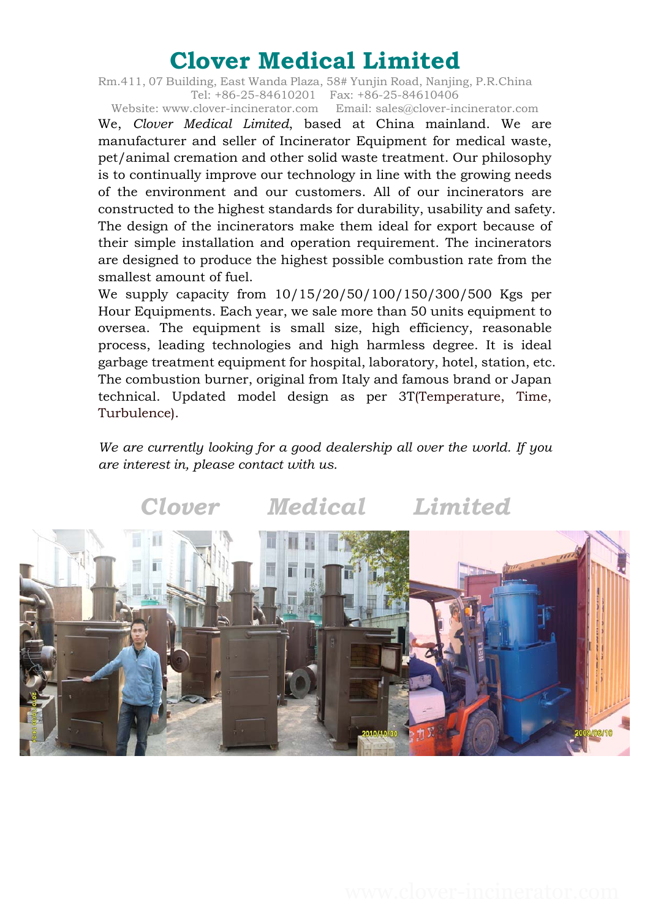# Clover Medical Limited

Rm.411, 07 Building, East Wanda Plaza, 58# Yunjin Road, Nanjing, P.R.China
Tel: +86-25-84610201 Fax: +86-25-84610406
Website: www.clover-incinerator.com Email: sales@clover-incinerator.com

We, *Clover Medical Limited*, based at China mainland. We are manufacturer and seller of Incinerator Equipment for medical waste, pet/animal cremation and other solid waste treatment. Our philosophy is to continually improve our technology in line with the growing needs of the environment and our customers. All of our incinerators are constructed to the highest standards for durability, usability and safety. The design of the incinerators make them ideal for export because of their simple installation and operation requirement. The incinerators are designed to produce the highest possible combustion rate from the smallest amount of fuel.

We supply capacity from 10/15/20/50/100/150/300/500 Kgs per Hour Equipments. Each year, we sale more than 50 units equipment to oversea. The equipment is small size, high efficiency, reasonable process, leading technologies and high harmless degree. It is ideal garbage treatment equipment for hospital, laboratory, hotel, station, etc. The combustion burner, original from Italy and famous brand or Japan technical. Updated model design as per 3T(Temperature, Time, Turbulence).

*We are currently looking for a good dealership all over the world. If you are interest in, please contact with us.*

**Clover Medical Limited**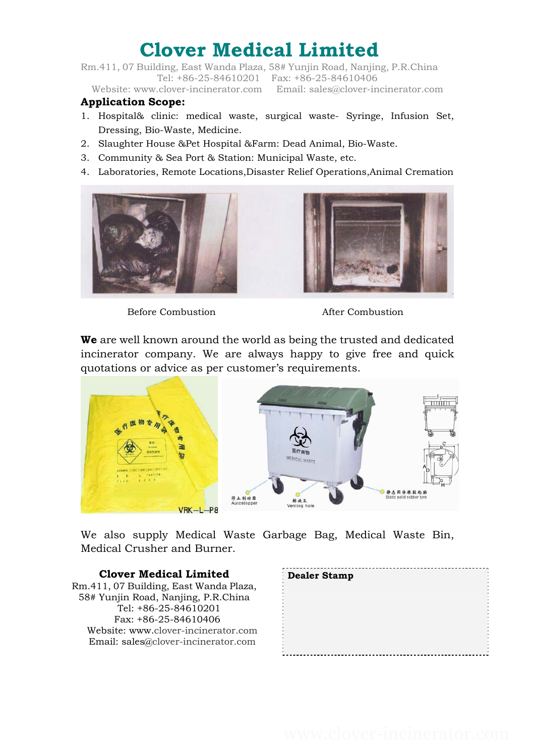# Clover Medical Limited

Rm.411, 07 Building, East Wanda Plaza, 58# Yunjin Road, Nanjing, P.R.China
Tel: +86-25-84610201 Fax: +86-25-84610406
Website: www.clover-incinerator.com Email: sales@clover-incinerator.com

**Application Scope:**

1. Hospital& clinic: medical waste, surgical waste- Syringe, Infusion Set, Dressing, Bio-Waste, Medicine.
2. Slaughter House &Pet Hospital &Farm: Dead Animal, Bio-Waste.
3. Community & Sea Port & Station: Municipal Waste, etc.
4. Laboratories, Remote Locations,Disaster Relief Operations,Animal Cremation

Before Combustion After Combustion

**We** are well known around the world as being the trusted and dedicated incinerator company. We are always happy to give free and quick quotations or advice as per customer's requirements.

We also supply Medical Waste Garbage Bag, Medical Waste Bin, Medical Crusher and Burner.

**Clover Medical Limited**
Rm.411, 07 Building, East Wanda Plaza,
58# Yunjin Road, Nanjing, P.R.China
Tel: +86-25-84610201
Fax: +86-25-84610406
Website: www.clover-incinerator.com
Email: sales@clover-incinerator.com

**Dealer Stamp**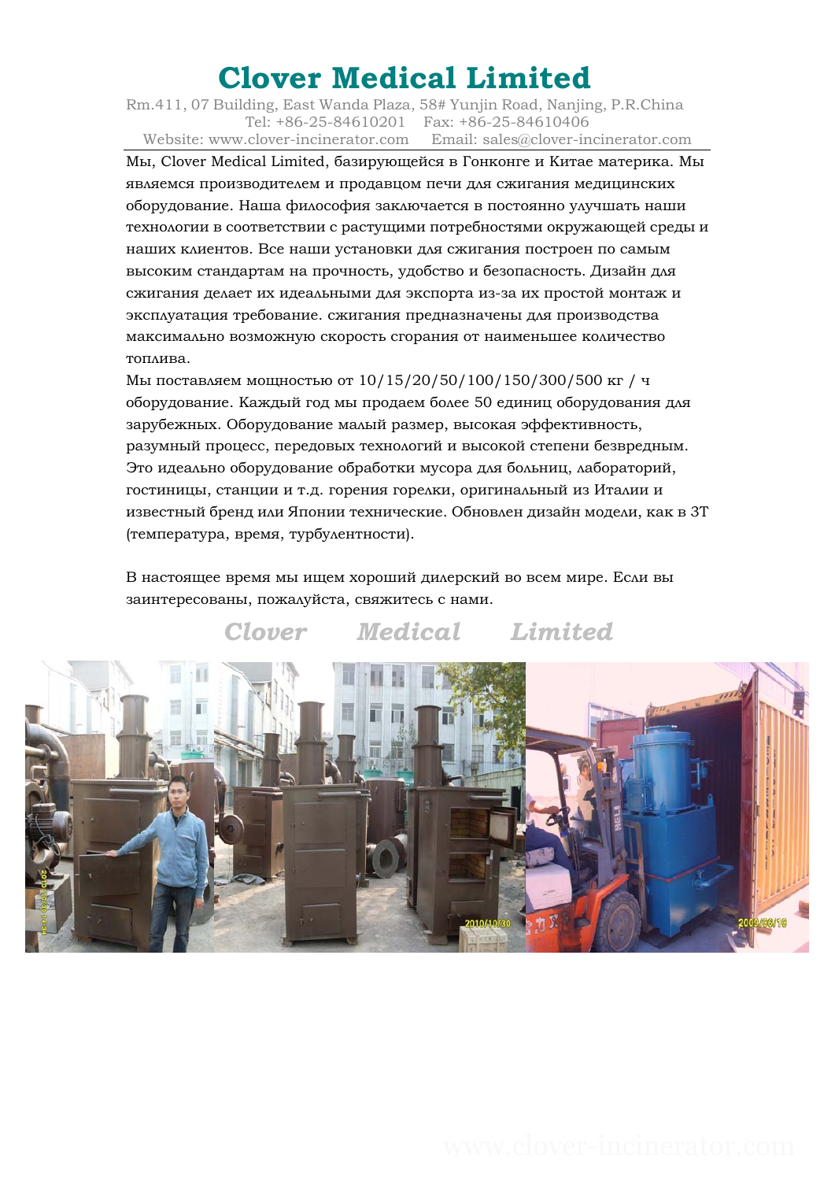# Clover Medical Limited

Rm.411, 07 Building, East Wanda Plaza, 58# Yunjin Road, Nanjing, P.R.China
Tel: +86-25-84610201 Fax: +86-25-84610406
Website: www.clover-incinerator.com Email: sales@clover-incinerator.com

Мы, Clover Medical Limited, базирующейся в Гонконге и Китае материка. Мы являемся производителем и продавцом печи для сжигания медицинских оборудование. Наша философия заключается в постоянно улучшать наши технологии в соответствии с растущими потребностями окружающей среды и наших клиентов. Все наши установки для сжигания построен по самым высоким стандартам на прочность, удобство и безопасность. Дизайн для сжигания делает их идеальными для экспорта из-за их простой монтаж и эксплуатация требование. сжигания предназначены для производства максимально возможную скорость сгорания от наименьшее количество топлива.

Мы поставляем мощностью от 10/15/20/50/100/150/300/500 кг / ч оборудование. Каждый год мы продаем более 50 единиц оборудования для зарубежных. Оборудование малый размер, высокая эффективность, разумный процесс, передовых технологий и высокой степени безвредным. Это идеально оборудование обработки мусора для больниц, лабораторий, гостиницы, станции и т.д. горения горелки, оригинальный из Италии и известный бренд или Японии технические. Обновлен дизайн модели, как в 3T (температура, время, турбулентности).

В настоящее время мы ищем хороший дилерский во всем мире. Если вы заинтересованы, пожалуйста, свяжитесь с нами.

Clover Medical Limited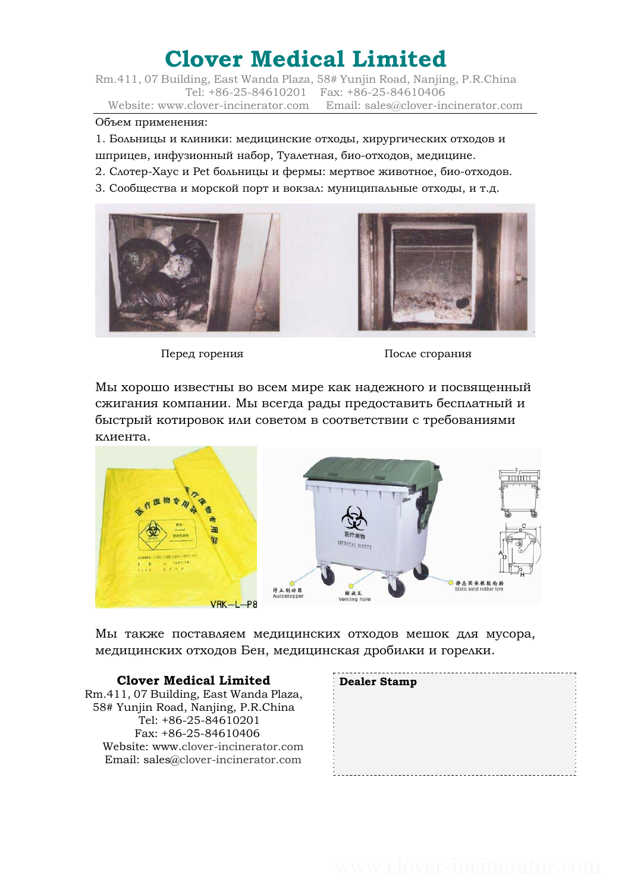# Clover Medical Limited

Rm.411, 07 Building, East Wanda Plaza, 58# Yunjin Road, Nanjing, P.R.China
Tel: +86-25-84610201 Fax: +86-25-84610406
Website: www.clover-incinerator.com Email: sales@clover-incinerator.com

Объем применения:

1. Больницы и клиники: медицинские отходы, хирургических отходов и шприцев, инфузионный набор, Туалетная, био-отходов, медицине.
2. Слотер-Хаус и Pet больницы и фермы: мертвое животное, био-отходов.
3. Сообщества и морской порт и вокзал: муниципальные отходы, и т.д.

Перед горения

После сгорания

Мы хорошо известны во всем мире как надежного и посвященный сжигания компании. Мы всегда рады предоставить бесплатный и быстрый котировок или советом в соответствии с требованиями клиента.

Мы также поставляем медицинских отходов мешок для мусора, медицинских отходов Бен, медицинская дробилки и горелки.

**Clover Medical Limited**
Rm.411, 07 Building, East Wanda Plaza,
58# Yunjin Road, Nanjing, P.R.China
Tel: +86-25-84610201
Fax: +86-25-84610406
Website: www.clover-incinerator.com
Email: sales@clover-incinerator.com

**Dealer Stamp**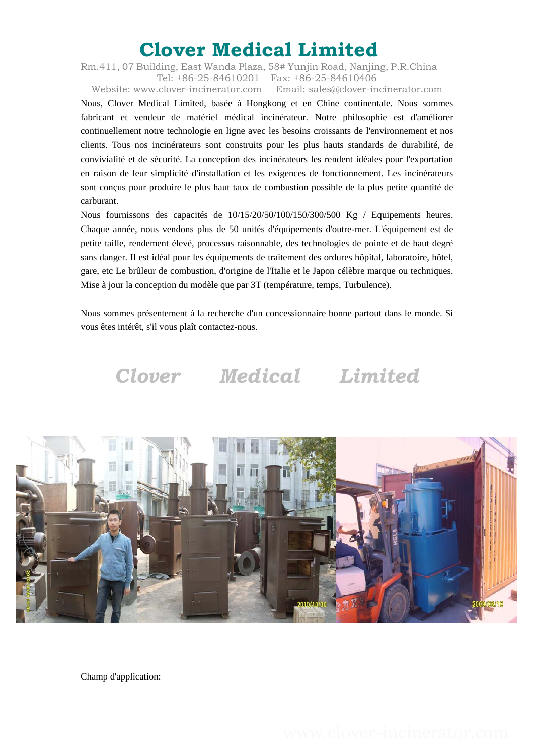# Clover Medical Limited

Rm.411, 07 Building, East Wanda Plaza, 58# Yunjin Road, Nanjing, P.R.China
Tel: +86-25-84610201 Fax: +86-25-84610406
Website: www.clover-incinerator.com Email: sales@clover-incinerator.com

Nous, Clover Medical Limited, basée à Hongkong et en Chine continentale. Nous sommes fabricant et vendeur de matériel médical incinérateur. Notre philosophie est d'améliorer continuellement notre technologie en ligne avec les besoins croissants de l'environnement et nos clients. Tous nos incinérateurs sont construits pour les plus hauts standards de durabilité, de convivialité et de sécurité. La conception des incinérateurs les rendent idéales pour l'exportation en raison de leur simplicité d'installation et les exigences de fonctionnement. Les incinérateurs sont conçus pour produire le plus haut taux de combustion possible de la plus petite quantité de carburant.

Nous fournissons des capacités de 10/15/20/50/100/150/300/500 Kg / Equipements heures. Chaque année, nous vendons plus de 50 unités d'équipements d'outre-mer. L'équipement est de petite taille, rendement élevé, processus raisonnable, des technologies de pointe et de haut degré sans danger. Il est idéal pour les équipements de traitement des ordures hôpital, laboratoire, hôtel, gare, etc Le brûleur de combustion, d'origine de l'Italie et le Japon célèbre marque ou techniques. Mise à jour la conception du modèle que par 3T (température, temps, Turbulence).

Nous sommes présentement à la recherche d'un concessionnaire bonne partout dans le monde. Si vous êtes intérêt, s'il vous plaît contactez-nous.

Clover Medical Limited

Champ d'application: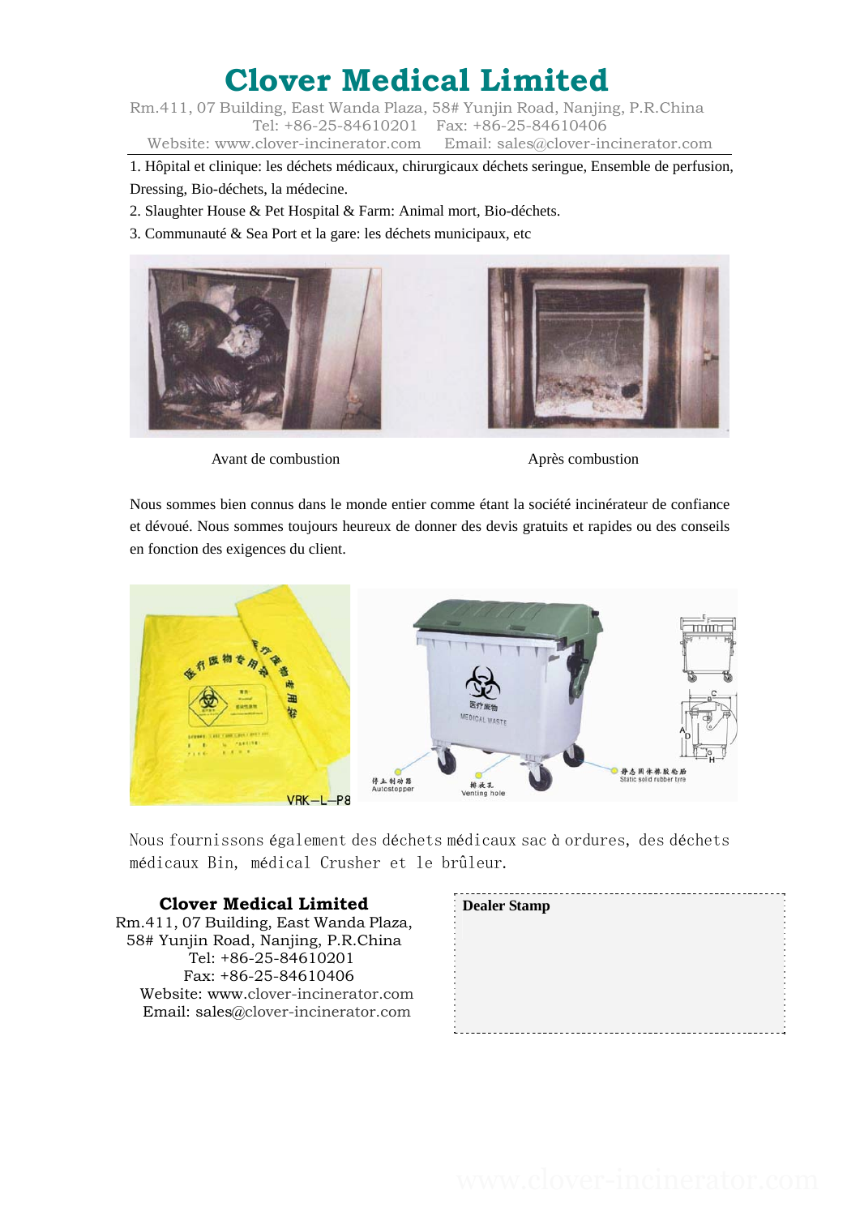# Clover Medical Limited

Rm.411, 07 Building, East Wanda Plaza, 58# Yunjin Road, Nanjing, P.R.China
Tel: +86-25-84610201 Fax: +86-25-84610406
Website: www.clover-incinerator.com Email: sales@clover-incinerator.com

1. Hôpital et clinique: les déchets médicaux, chirurgicaux déchets seringue, Ensemble de perfusion, Dressing, Bio-déchets, la médecine.
2. Slaughter House & Pet Hospital & Farm: Animal mort, Bio-déchets.
3. Communauté & Sea Port et la gare: les déchets municipaux, etc

Avant de combustion

Après combustion

Nous sommes bien connus dans le monde entier comme étant la société incinérateur de confiance et dévoué. Nous sommes toujours heureux de donner des devis gratuits et rapides ou des conseils en fonction des exigences du client.

Nous fournissons également des déchets médicaux sac à ordures, des déchets médicaux Bin, médical Crusher et le brûleur.

**Clover Medical Limited**
Rm.411, 07 Building, East Wanda Plaza,
58# Yunjin Road, Nanjing, P.R.China
Tel: +86-25-84610201
Fax: +86-25-84610406
Website: www.clover-incinerator.com
Email: sales@clover-incinerator.com

**Dealer Stamp**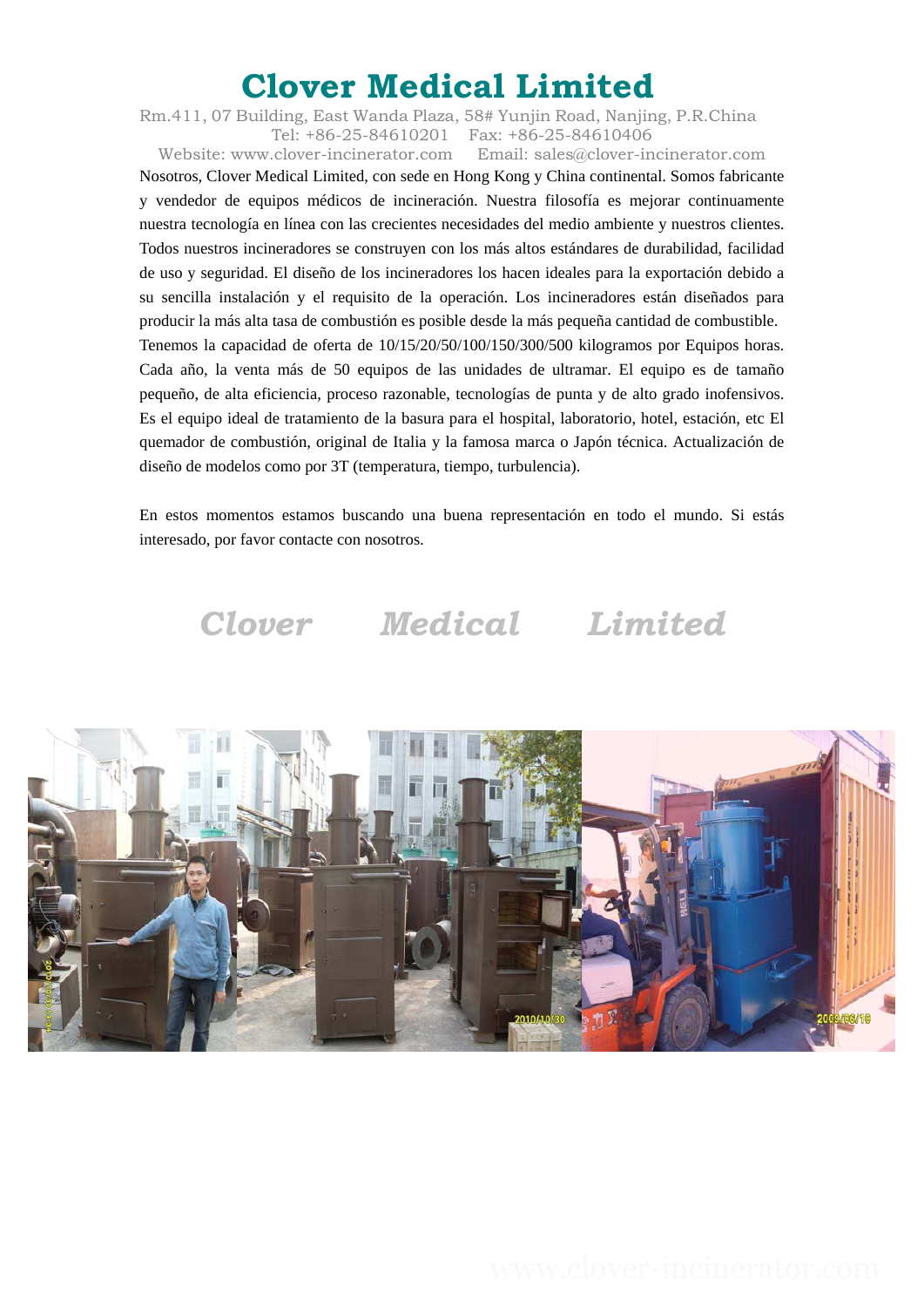# Clover Medical Limited

Rm.411, 07 Building, East Wanda Plaza, 58# Yunjin Road, Nanjing, P.R.China
Tel: +86-25-84610201 Fax: +86-25-84610406
Website: www.clover-incinerator.com Email: sales@clover-incinerator.com

Nosotros, Clover Medical Limited, con sede en Hong Kong y China continental. Somos fabricante y vendedor de equipos médicos de incineración. Nuestra filosofía es mejorar continuamente nuestra tecnología en línea con las crecientes necesidades del medio ambiente y nuestros clientes. Todos nuestros incineradores se construyen con los más altos estándares de durabilidad, facilidad de uso y seguridad. El diseño de los incineradores los hacen ideales para la exportación debido a su sencilla instalación y el requisito de la operación. Los incineradores están diseñados para producir la más alta tasa de combustión es posible desde la más pequeña cantidad de combustible.

Tenemos la capacidad de oferta de 10/15/20/50/100/150/300/500 kilogramos por Equipos horas. Cada año, la venta más de 50 equipos de las unidades de ultramar. El equipo es de tamaño pequeño, de alta eficiencia, proceso razonable, tecnologías de punta y de alto grado inofensivos. Es el equipo ideal de tratamiento de la basura para el hospital, laboratorio, hotel, estación, etc El quemador de combustión, original de Italia y la famosa marca o Japón técnica. Actualización de diseño de modelos como por 3T (temperatura, tiempo, turbulencia).

En estos momentos estamos buscando una buena representación en todo el mundo. Si estás interesado, por favor contacte con nosotros.

Clover Medical Limited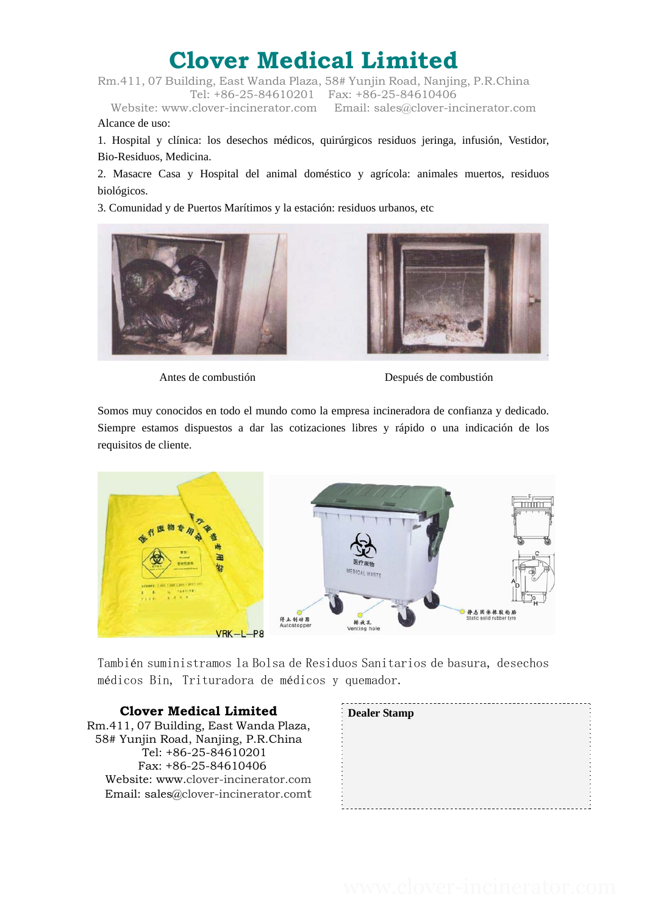# Clover Medical Limited

Rm.411, 07 Building, East Wanda Plaza, 58# Yunjin Road, Nanjing, P.R.China
Tel: +86-25-84610201 Fax: +86-25-84610406
Website: www.clover-incinerator.com Email: sales@clover-incinerator.com

Alcance de uso:

1. Hospital y clínica: los desechos médicos, quirúrgicos residuos jeringa, infusión, Vestidor, Bio-Residuos, Medicina.
2. Masacre Casa y Hospital del animal doméstico y agrícola: animales muertos, residuos biológicos.
3. Comunidad y de Puertos Marítimos y la estación: residuos urbanos, etc

Antes de combustión

Después de combustión

Somos muy conocidos en todo el mundo como la empresa incineradora de confianza y dedicado. Siempre estamos dispuestos a dar las cotizaciones libres y rápido o una indicación de los requisitos de cliente.

También suministramos la Bolsa de Residuos Sanitarios de basura, desechos médicos Bin, Trituradora de médicos y quemador.

**Clover Medical Limited**
Rm.411, 07 Building, East Wanda Plaza,
58# Yunjin Road, Nanjing, P.R.China
Tel: +86-25-84610201
Fax: +86-25-84610406
Website: www.clover-incinerator.com
Email: sales@clover-incinerator.comt

**Dealer Stamp**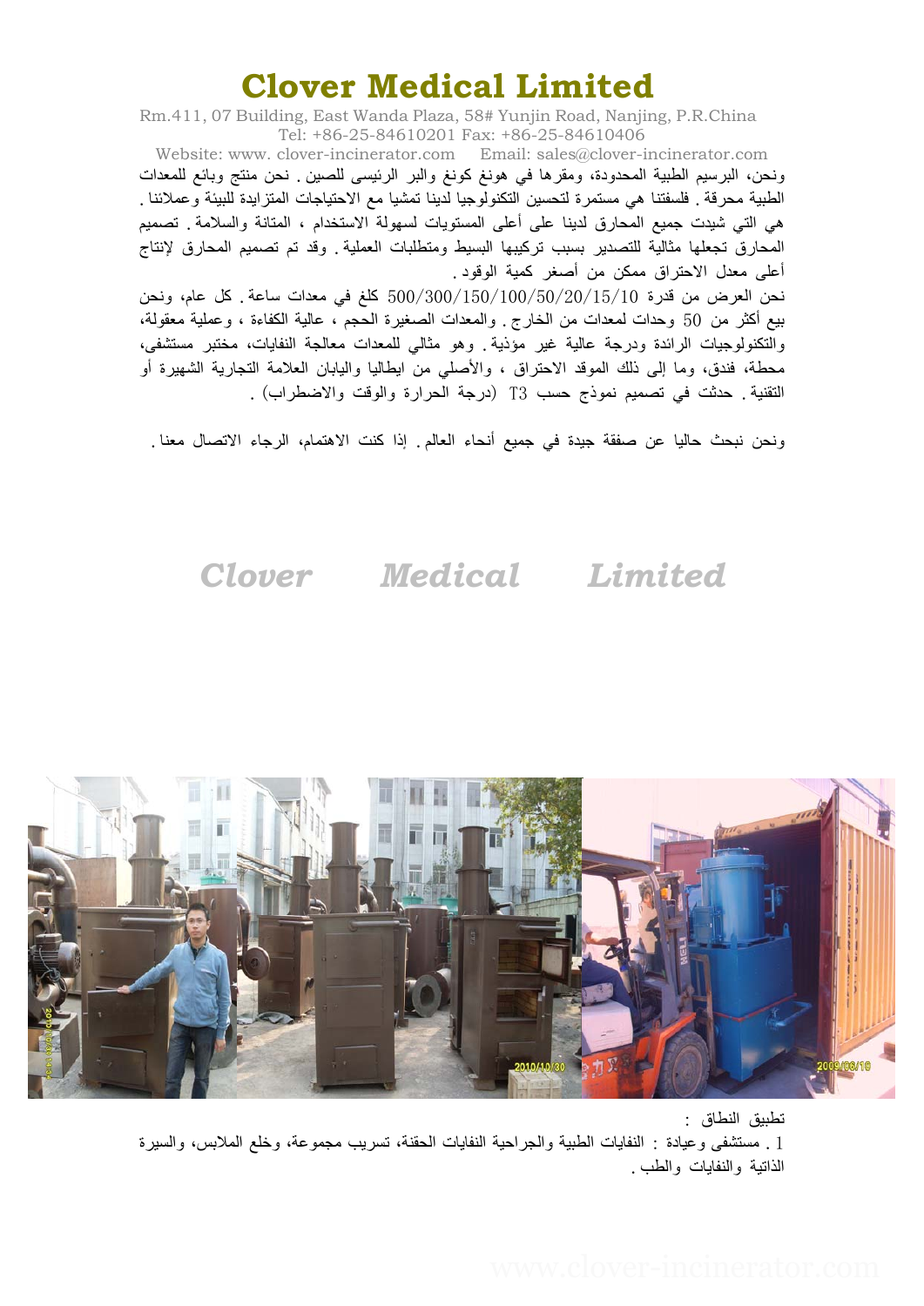# Clover Medical Limited

Rm.411, 07 Building, East Wanda Plaza, 58# Yunjin Road, Nanjing, P.R.China
Tel: +86-25-84610201 Fax: +86-25-84610406
Website: www. clover-incinerator.com Email: sales@clover-incinerator.com

ونحن، البرسيم الطبية المحدودة، ومقرها في هونغ كونغ والبر الرئيسي للصين. نحن منتج وبائع للمعدات الطبية محرقة. فلسفتنا هي مستمرة لتحسين التكنولوجيا لدينا تمشيا مع الاحتياجات المتزايدة للبيئة وعملائنا. هي التي شيدت جميع المحارق لدينا على أعلى المستويات لسهولة الاستخدام ، المتانة والسلامة. تصميم المحارق تجعلها مثالية للتصدير بسبب تركيبها البسيط ومتطلبات العملية. وقد تم تصميم المحارق لإنتاج أعلى معدل الاحتراق ممكن من أصغر كمية الوقود.

نحن العرض من قدرة 500/300/150/100/50/20/15/10 كلغ في معدات ساعة. كل عام، ونحن بيع أكثر من 50 وحدات لمعدات من الخارج. والمعدات الصغيرة الحجم ، عالية الكفاءة ، وعملية معقولة، والتكنولوجيات الرائدة ودرجة عالية غير مؤذية. وهو مثالي للمعدات معالجة النفايات، مختبر مستشفى، محطة، فندق، وما إلى ذلك الموقد الاحتراق ، والأصلي من ايطاليا واليابان العلامة التجارية الشهيرة أو التقنية. حدثت في تصميم نموذج حسب T3 (درجة الحرارة والوقت والاضطراب).

ونحن نبحث حاليا عن صفقة جيدة في جميع أنحاء العالم. إذا كنت الاهتمام، الرجاء الاتصال معنا.

Clover Medical Limited

تطبيق النطاق :

1. مستشفى وعيادة : النفايات الطبية والجراحية النفايات الحقنة، تسريب مجموعة، وخلع الملابس، والسيرة الذاتية والنفايات والطب.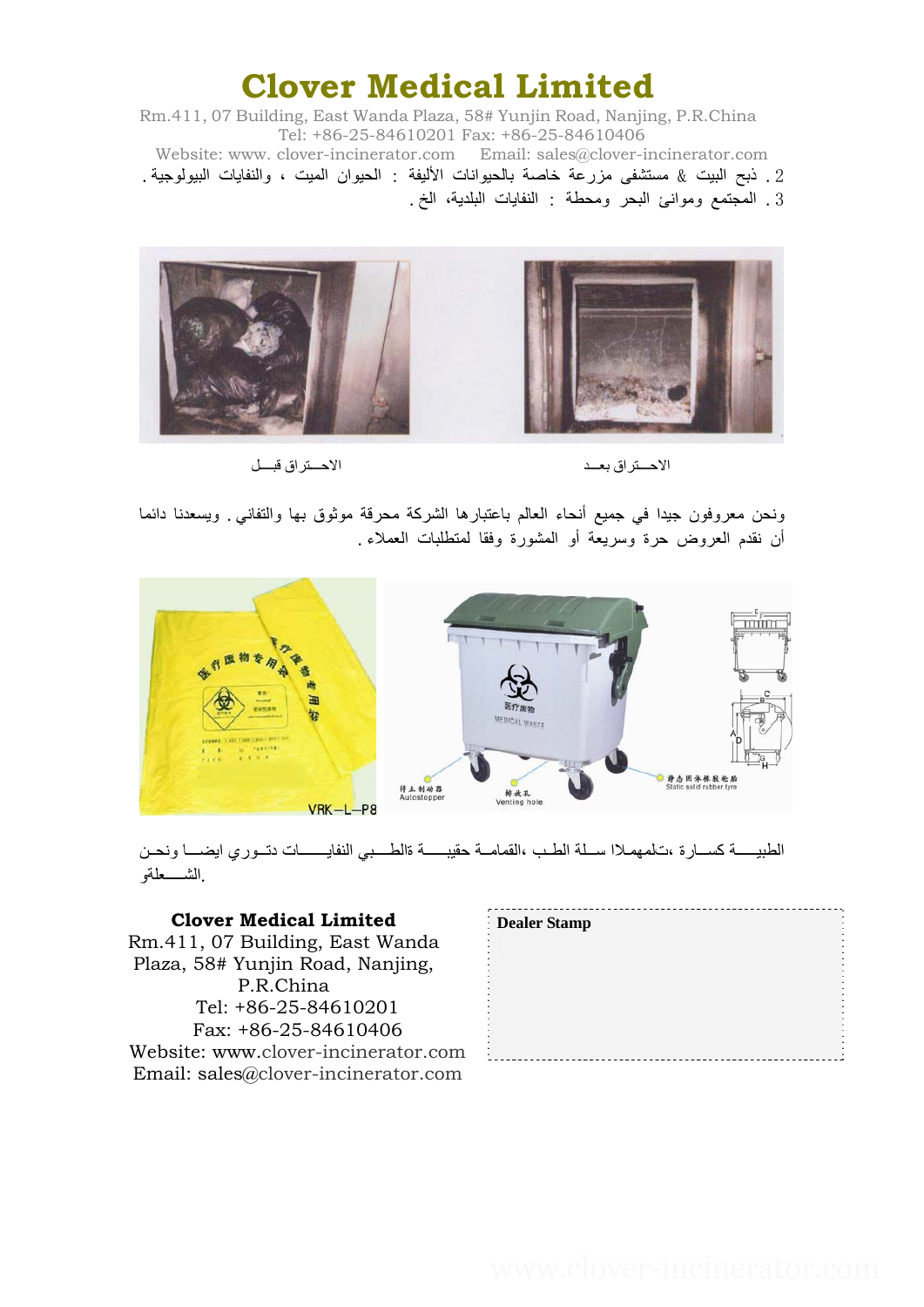# Clover Medical Limited

Rm.411, 07 Building, East Wanda Plaza, 58# Yunjin Road, Nanjing, P.R.China
Tel: +86-25-84610201 Fax: +86-25-84610406
Website: www. clover-incinerator.com Email: sales@clover-incinerator.com

2 . ذبح البيت & مستشفى مزرعة خاصة بالحيوانات الأليفة : الحيوان الميت ، والنفايات البيولوجية .

3 . المجتمع وموانئ البحر ومحطة : النفايات البلدية، الخ .

الاحـــتراق قبـــل

الاحـــتراق بعـــد

ونحن معروفون جيدا في جميع أنحاء العالم باعتبارها الشركة محرقة موثوق بها والتفاني . ويسعدنا دائما أن نقدم العروض حرة وسريعة أو المشورة وفقا لمتطلبات العملاء .

医疗废物专用袋

VRK—L—P8

医疗废物
MEDICAL WASTE

待止制动器
Autostopper

排放孔
Venting hole

静态固体橡胶轮胎
Static solid rubber tyre

الطبيــــة كســارة ،تـلمهملاا سـلة الطـب ،القمامــة حقيبـــة ةالطـــبي النفايـــــات دتـوري ايضـــا ونحــن الشـــعلةو.

**Clover Medical Limited**
Rm.411, 07 Building, East Wanda Plaza, 58# Yunjin Road, Nanjing, P.R.China
Tel: +86-25-84610201
Fax: +86-25-84610406
Website: www.clover-incinerator.com
Email: sales@clover-incinerator.com

**Dealer Stamp**